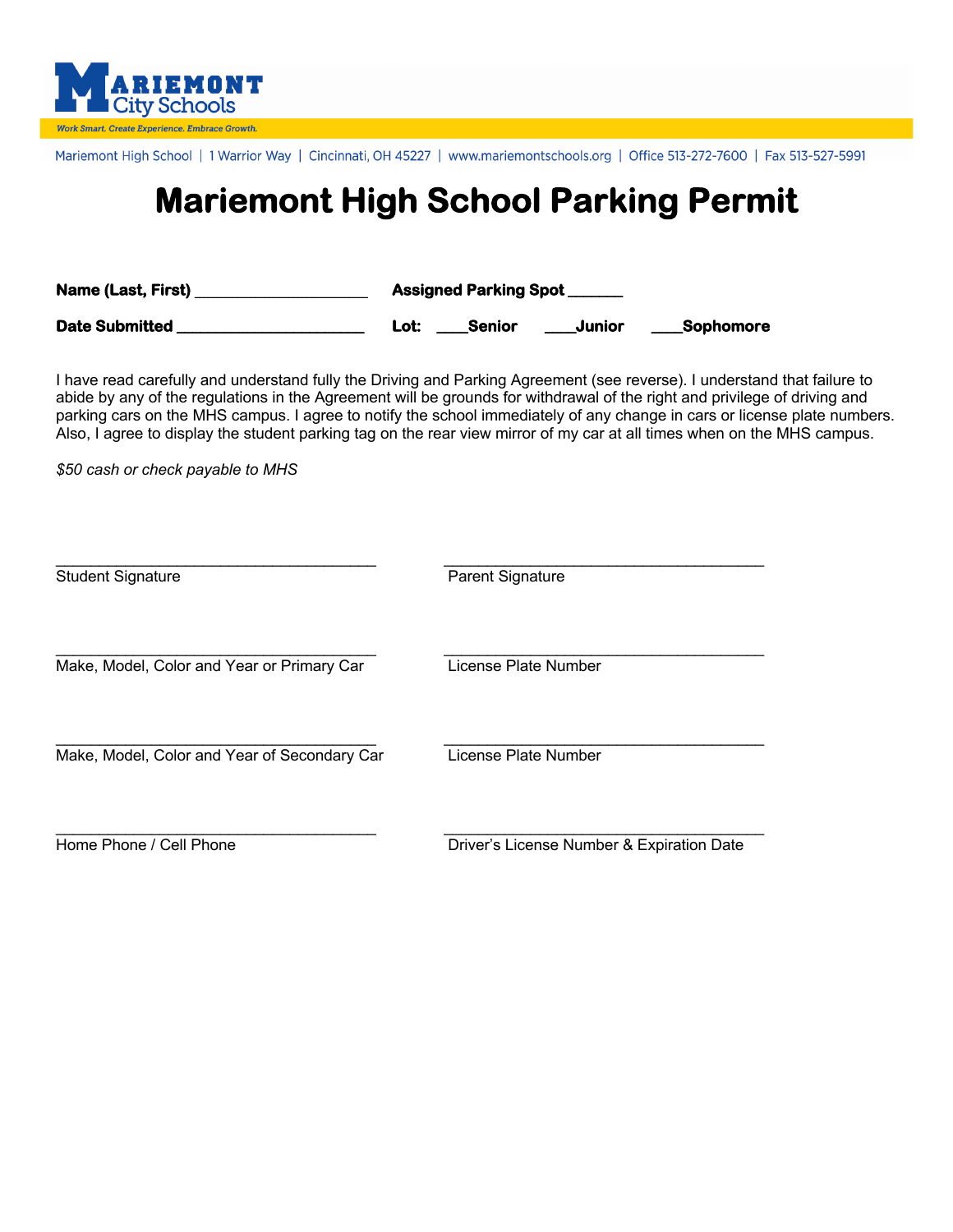**MARIEMONT City Schools**

*Work Smart. Create Experience. Embrace Growth.*

Mariemont High School | 1 Warrior Way | Cincinnati, OH 45227 | www.mariemontschools.org | Office 513-272-7600 | Fax 513-527-5991

# Mariemont High School Parking Permit

**Name (Last, First)** ____________________ **Assigned Parking Spot** ______

**Date Submitted** ______________________ **Lot:** ___**Senior** ___**Junior** ___**Sophomore**

I have read carefully and understand fully the Driving and Parking Agreement (see reverse). I understand that failure to abide by any of the regulations in the Agreement will be grounds for withdrawal of the right and privilege of driving and parking cars on the MHS campus. I agree to notify the school immediately of any change in cars or license plate numbers. Also, I agree to display the student parking tag on the rear view mirror of my car at all times when on the MHS campus.

*$50 cash or check payable to MHS*

_____________________________________
Student Signature

_____________________________________
Parent Signature

_____________________________________
Make, Model, Color and Year or Primary Car

_____________________________________
License Plate Number

_____________________________________
Make, Model, Color and Year of Secondary Car

_____________________________________
License Plate Number

_____________________________________
Home Phone / Cell Phone

_____________________________________
Driver's License Number & Expiration Date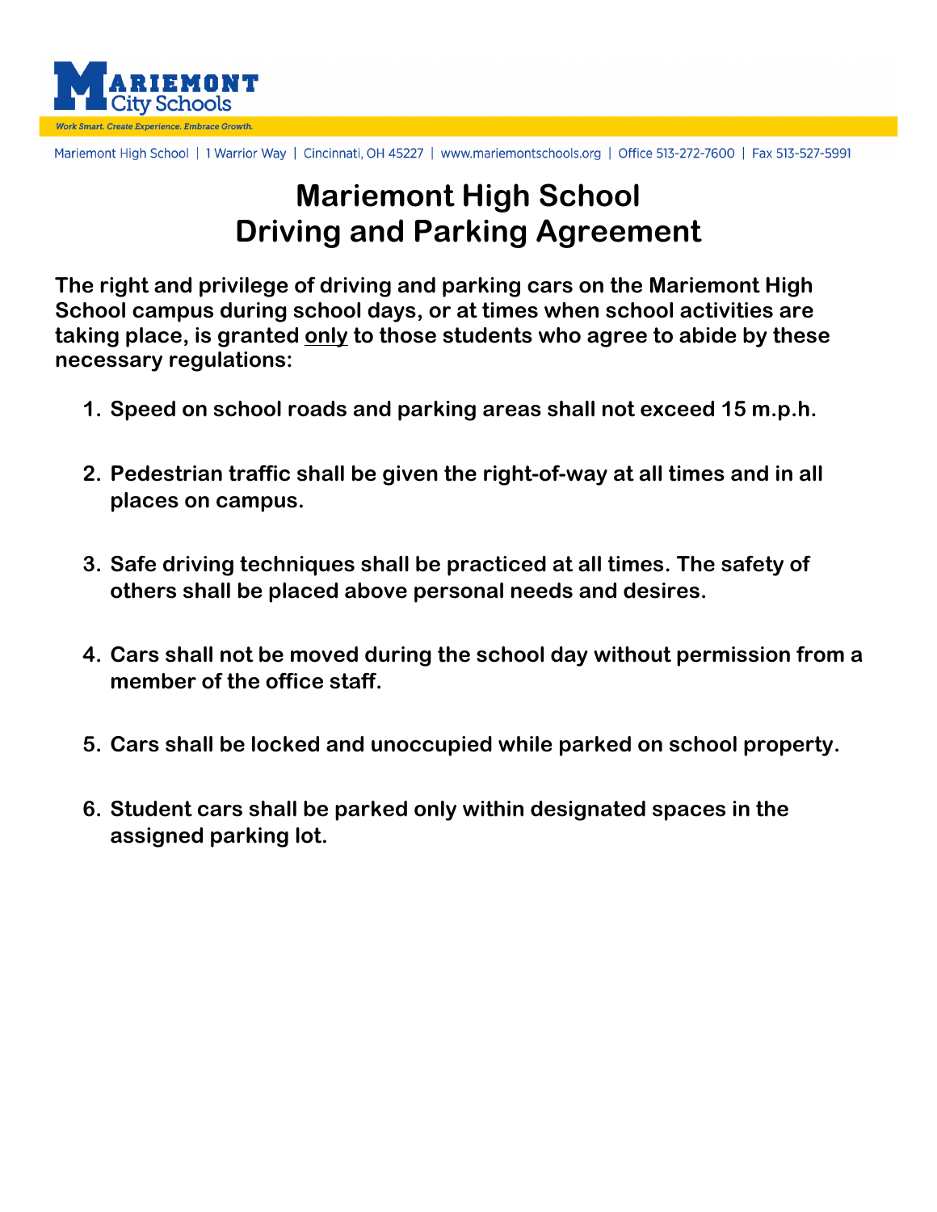Mariemont City Schools

*Work Smart. Create Experience. Embrace Growth.*

Mariemont High School | 1 Warrior Way | Cincinnati, OH 45227 | www.mariemontschools.org | Office 513-272-7600 | Fax 513-527-5991

# Mariemont High School
# Driving and Parking Agreement

**The right and privilege of driving and parking cars on the Mariemont High School campus during school days, or at times when school activities are taking place, is granted <u>only</u> to those students who agree to abide by these necessary regulations:**

1. **Speed on school roads and parking areas shall not exceed 15 m.p.h.**
2. **Pedestrian traffic shall be given the right-of-way at all times and in all places on campus.**
3. **Safe driving techniques shall be practiced at all times. The safety of others shall be placed above personal needs and desires.**
4. **Cars shall not be moved during the school day without permission from a member of the office staff.**
5. **Cars shall be locked and unoccupied while parked on school property.**
6. **Student cars shall be parked only within designated spaces in the assigned parking lot.**